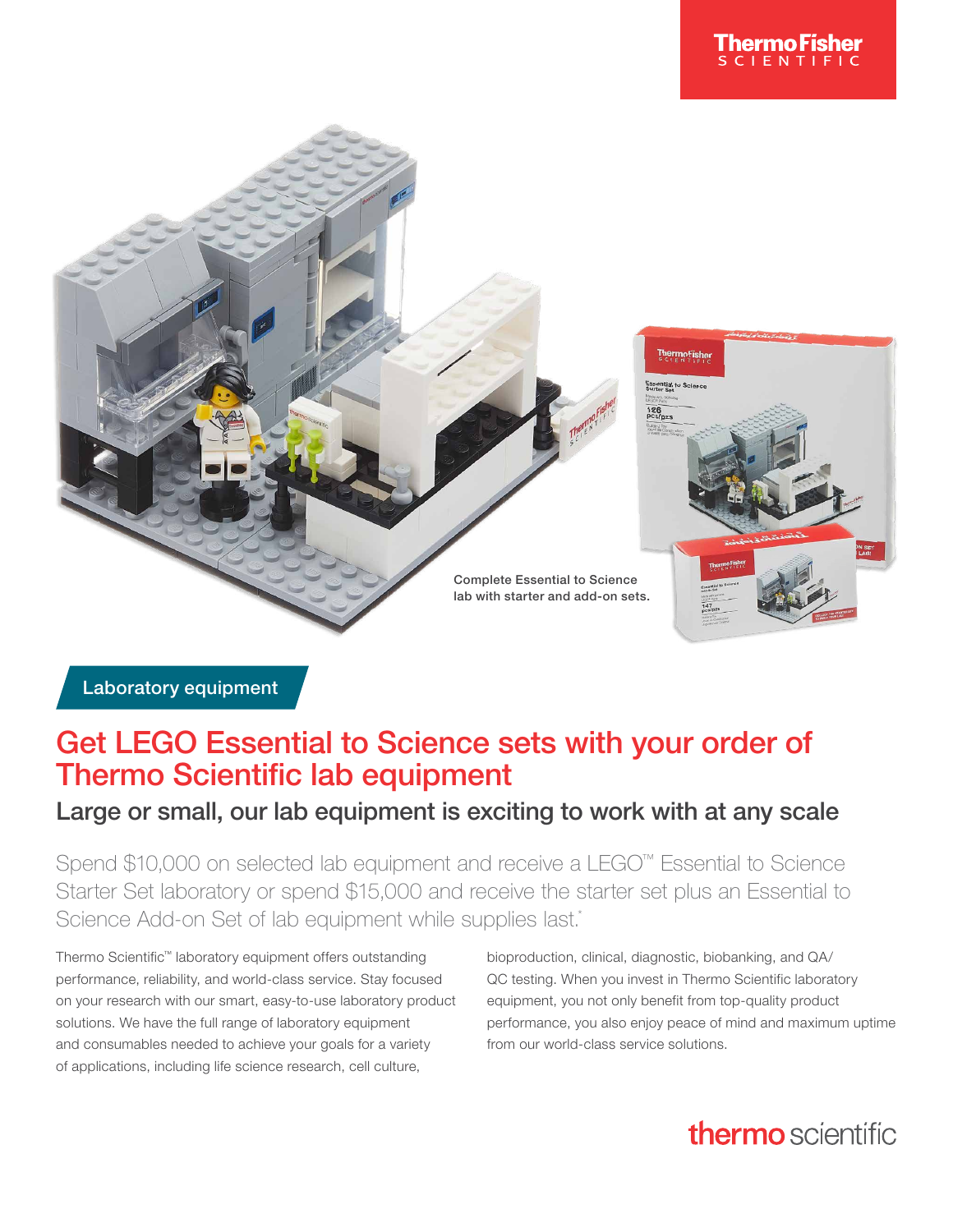Complete Essential to Science lab with starter and add-on sets.

Laboratory equipment

# Get LEGO Essential to Science sets with your order of Thermo Scientific lab equipment

## Large or small, our lab equipment is exciting to work with at any scale

Spend $10,000 on selected lab equipment and receive a LEGO™ Essential to Science Starter Set laboratory or spend $15,000 and receive the starter set plus an Essential to Science Add-on Set of lab equipment while supplies last.*

Thermo Scientific™ laboratory equipment offers outstanding performance, reliability, and world-class service. Stay focused on your research with our smart, easy-to-use laboratory product solutions. We have the full range of laboratory equipment and consumables needed to achieve your goals for a variety of applications, including life science research, cell culture, bioproduction, clinical, diagnostic, biobanking, and QA/QC testing. When you invest in Thermo Scientific laboratory equipment, you not only benefit from top-quality product performance, you also enjoy peace of mind and maximum uptime from our world-class service solutions.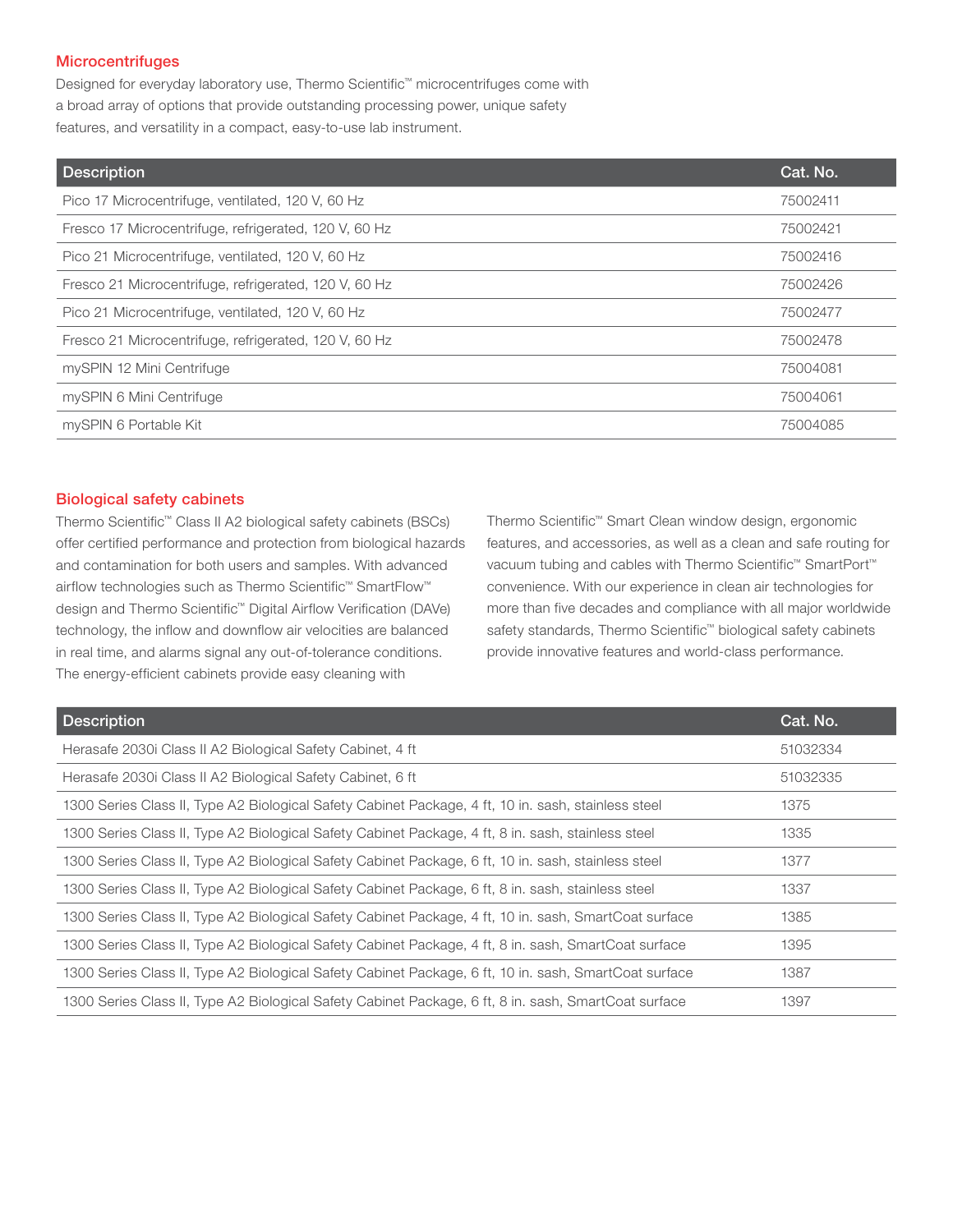## Microcentrifuges

Designed for everyday laboratory use, Thermo Scientific™ microcentrifuges come with a broad array of options that provide outstanding processing power, unique safety features, and versatility in a compact, easy-to-use lab instrument.

| Description | Cat. No. |
|---|---|
| Pico 17 Microcentrifuge, ventilated, 120 V, 60 Hz | 75002411 |
| Fresco 17 Microcentrifuge, refrigerated, 120 V, 60 Hz | 75002421 |
| Pico 21 Microcentrifuge, ventilated, 120 V, 60 Hz | 75002416 |
| Fresco 21 Microcentrifuge, refrigerated, 120 V, 60 Hz | 75002426 |
| Pico 21 Microcentrifuge, ventilated, 120 V, 60 Hz | 75002477 |
| Fresco 21 Microcentrifuge, refrigerated, 120 V, 60 Hz | 75002478 |
| mySPIN 12 Mini Centrifuge | 75004081 |
| mySPIN 6 Mini Centrifuge | 75004061 |
| mySPIN 6 Portable Kit | 75004085 |

## Biological safety cabinets

Thermo Scientific™ Class II A2 biological safety cabinets (BSCs) offer certified performance and protection from biological hazards and contamination for both users and samples. With advanced airflow technologies such as Thermo Scientific™ SmartFlow™ design and Thermo Scientific™ Digital Airflow Verification (DAVe) technology, the inflow and downflow air velocities are balanced in real time, and alarms signal any out-of-tolerance conditions. The energy-efficient cabinets provide easy cleaning with Thermo Scientific™ Smart Clean window design, ergonomic features, and accessories, as well as a clean and safe routing for vacuum tubing and cables with Thermo Scientific™ SmartPort™ convenience. With our experience in clean air technologies for more than five decades and compliance with all major worldwide safety standards, Thermo Scientific™ biological safety cabinets provide innovative features and world-class performance.

| Description | Cat. No. |
|---|---|
| Herasafe 2030i Class II A2 Biological Safety Cabinet, 4 ft | 51032334 |
| Herasafe 2030i Class II A2 Biological Safety Cabinet, 6 ft | 51032335 |
| 1300 Series Class II, Type A2 Biological Safety Cabinet Package, 4 ft, 10 in. sash, stainless steel | 1375 |
| 1300 Series Class II, Type A2 Biological Safety Cabinet Package, 4 ft, 8 in. sash, stainless steel | 1335 |
| 1300 Series Class II, Type A2 Biological Safety Cabinet Package, 6 ft, 10 in. sash, stainless steel | 1377 |
| 1300 Series Class II, Type A2 Biological Safety Cabinet Package, 6 ft, 8 in. sash, stainless steel | 1337 |
| 1300 Series Class II, Type A2 Biological Safety Cabinet Package, 4 ft, 10 in. sash, SmartCoat surface | 1385 |
| 1300 Series Class II, Type A2 Biological Safety Cabinet Package, 4 ft, 8 in. sash, SmartCoat surface | 1395 |
| 1300 Series Class II, Type A2 Biological Safety Cabinet Package, 6 ft, 10 in. sash, SmartCoat surface | 1387 |
| 1300 Series Class II, Type A2 Biological Safety Cabinet Package, 6 ft, 8 in. sash, SmartCoat surface | 1397 |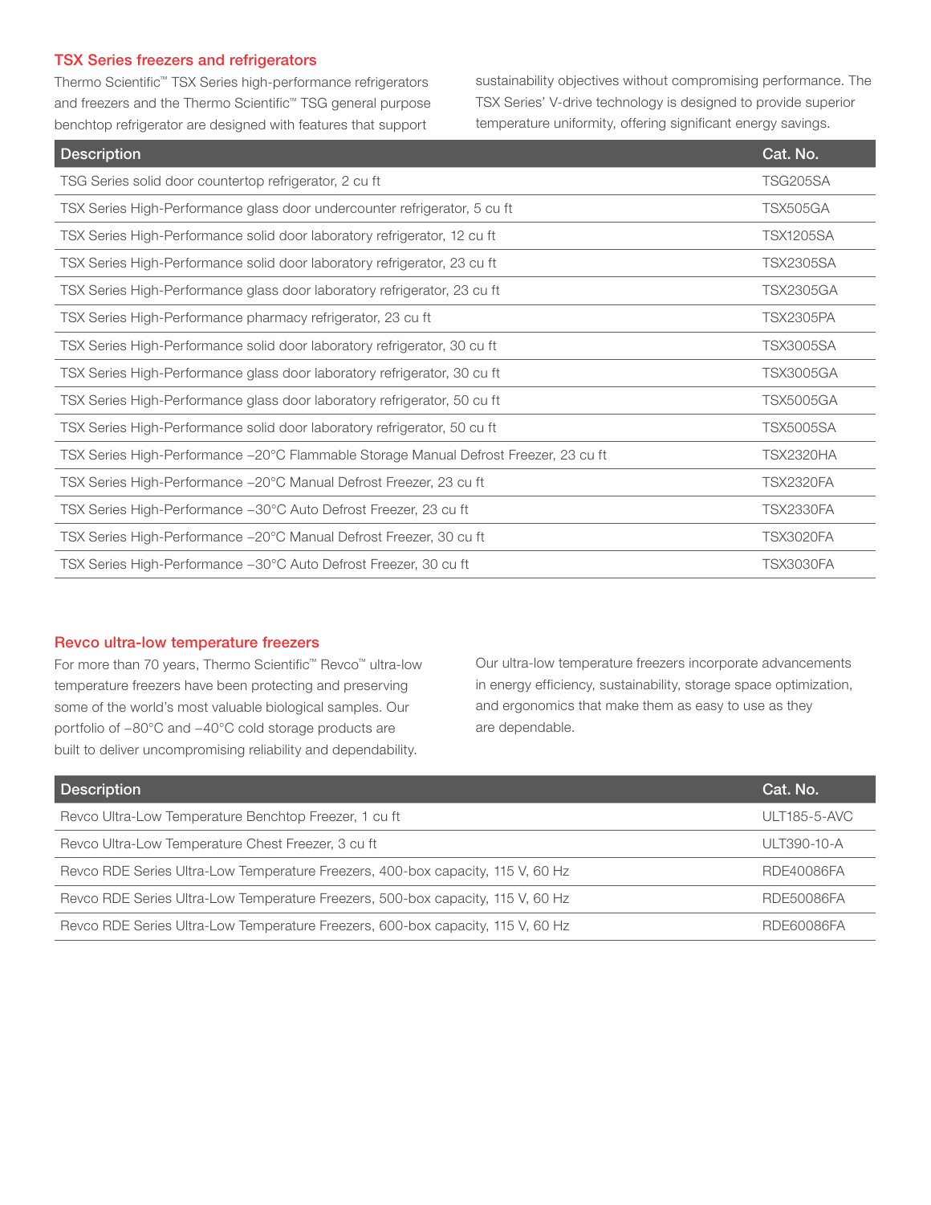## TSX Series freezers and refrigerators

Thermo Scientific™ TSX Series high-performance refrigerators and freezers and the Thermo Scientific™ TSG general purpose benchtop refrigerator are designed with features that support sustainability objectives without compromising performance. The TSX Series' V-drive technology is designed to provide superior temperature uniformity, offering significant energy savings.

| Description | Cat. No. |
|---|---|
| TSG Series solid door countertop refrigerator, 2 cu ft | TSG205SA |
| TSX Series High-Performance glass door undercounter refrigerator, 5 cu ft | TSX505GA |
| TSX Series High-Performance solid door laboratory refrigerator, 12 cu ft | TSX1205SA |
| TSX Series High-Performance solid door laboratory refrigerator, 23 cu ft | TSX2305SA |
| TSX Series High-Performance glass door laboratory refrigerator, 23 cu ft | TSX2305GA |
| TSX Series High-Performance pharmacy refrigerator, 23 cu ft | TSX2305PA |
| TSX Series High-Performance solid door laboratory refrigerator, 30 cu ft | TSX3005SA |
| TSX Series High-Performance glass door laboratory refrigerator, 30 cu ft | TSX3005GA |
| TSX Series High-Performance glass door laboratory refrigerator, 50 cu ft | TSX5005GA |
| TSX Series High-Performance solid door laboratory refrigerator, 50 cu ft | TSX5005SA |
| TSX Series High-Performance –20°C Flammable Storage Manual Defrost Freezer, 23 cu ft | TSX2320HA |
| TSX Series High-Performance –20°C Manual Defrost Freezer, 23 cu ft | TSX2320FA |
| TSX Series High-Performance –30°C Auto Defrost Freezer, 23 cu ft | TSX2330FA |
| TSX Series High-Performance –20°C Manual Defrost Freezer, 30 cu ft | TSX3020FA |
| TSX Series High-Performance –30°C Auto Defrost Freezer, 30 cu ft | TSX3030FA |

## Revco ultra-low temperature freezers

For more than 70 years, Thermo Scientific™ Revco™ ultra-low temperature freezers have been protecting and preserving some of the world's most valuable biological samples. Our portfolio of –80°C and –40°C cold storage products are built to deliver uncompromising reliability and dependability. Our ultra-low temperature freezers incorporate advancements in energy efficiency, sustainability, storage space optimization, and ergonomics that make them as easy to use as they are dependable.

| Description | Cat. No. |
|---|---|
| Revco Ultra-Low Temperature Benchtop Freezer, 1 cu ft | ULT185-5-AVC |
| Revco Ultra-Low Temperature Chest Freezer, 3 cu ft | ULT390-10-A |
| Revco RDE Series Ultra-Low Temperature Freezers, 400-box capacity, 115 V, 60 Hz | RDE40086FA |
| Revco RDE Series Ultra-Low Temperature Freezers, 500-box capacity, 115 V, 60 Hz | RDE50086FA |
| Revco RDE Series Ultra-Low Temperature Freezers, 600-box capacity, 115 V, 60 Hz | RDE60086FA |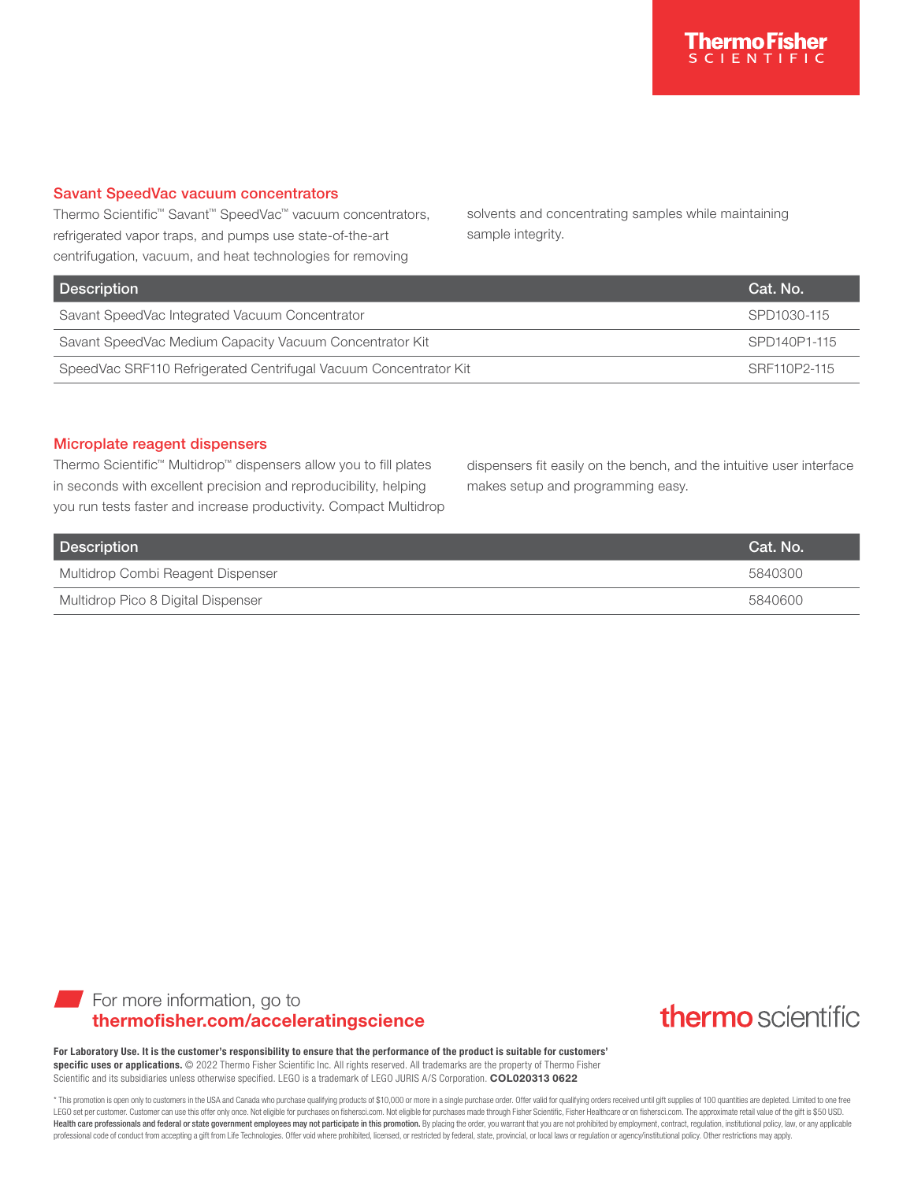## Savant SpeedVac vacuum concentrators

Thermo Scientific™ Savant™ SpeedVac™ vacuum concentrators, refrigerated vapor traps, and pumps use state-of-the-art centrifugation, vacuum, and heat technologies for removing solvents and concentrating samples while maintaining sample integrity.

| Description | Cat. No. |
|---|---|
| Savant SpeedVac Integrated Vacuum Concentrator | SPD1030-115 |
| Savant SpeedVac Medium Capacity Vacuum Concentrator Kit | SPD140P1-115 |
| SpeedVac SRF110 Refrigerated Centrifugal Vacuum Concentrator Kit | SRF110P2-115 |

## Microplate reagent dispensers

Thermo Scientific™ Multidrop™ dispensers allow you to fill plates in seconds with excellent precision and reproducibility, helping you run tests faster and increase productivity. Compact Multidrop dispensers fit easily on the bench, and the intuitive user interface makes setup and programming easy.

| Description | Cat. No. |
|---|---|
| Multidrop Combi Reagent Dispenser | 5840300 |
| Multidrop Pico 8 Digital Dispenser | 5840600 |

For more information, go to **thermofisher.com/acceleratingscience**

**For Laboratory Use. It is the customer's responsibility to ensure that the performance of the product is suitable for customers' specific uses or applications.** © 2022 Thermo Fisher Scientific Inc. All rights reserved. All trademarks are the property of Thermo Fisher Scientific and its subsidiaries unless otherwise specified. LEGO is a trademark of LEGO JURIS A/S Corporation. **COL020313 0622**

* This promotion is open only to customers in the USA and Canada who purchase qualifying products of $10,000 or more in a single purchase order. Offer valid for qualifying orders received until gift supplies of 100 quantities are depleted. Limited to one free LEGO set per customer. Customer can use this offer only once. Not eligible for purchases on fishersci.com. Not eligible for purchases made through Fisher Scientific, Fisher Healthcare or on fishersci.com. The approximate retail value of the gift is $50 USD. **Health care professionals and federal or state government employees may not participate in this promotion.** By placing the order, you warrant that you are not prohibited by employment, contract, regulation, institutional policy, law, or any applicable professional code of conduct from accepting a gift from Life Technologies. Offer void where prohibited, licensed, or restricted by federal, state, provincial, or local laws or regulation or agency/institutional policy. Other restrictions may apply.